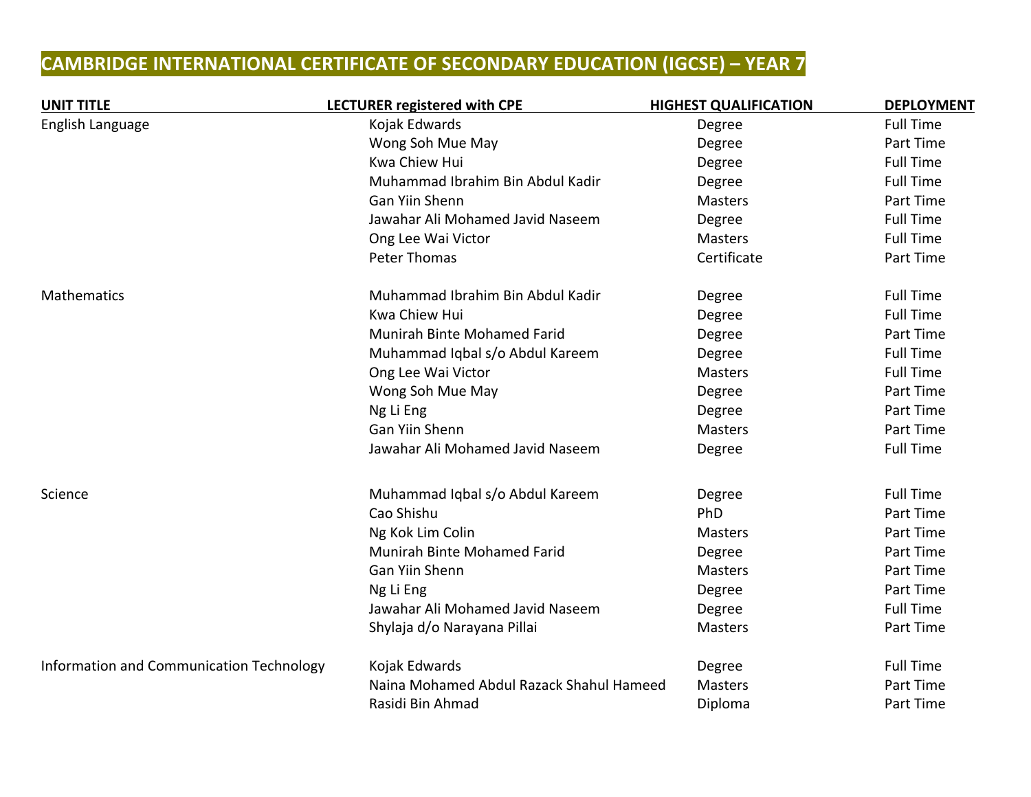# CAMBRIDGE INTERNATIONAL CERTIFICATE OF SECONDARY EDUCATION (IGCSE) – YEAR 7

| UNIT TITLE | LECTURER registered with CPE | HIGHEST QUALIFICATION | DEPLOYMENT |
|---|---|---|---|
| English Language | Kojak Edwards | Degree | Full Time |
| | Wong Soh Mue May | Degree | Part Time |
| | Kwa Chiew Hui | Degree | Full Time |
| | Muhammad Ibrahim Bin Abdul Kadir | Degree | Full Time |
| | Gan Yiin Shenn | Masters | Part Time |
| | Jawahar Ali Mohamed Javid Naseem | Degree | Full Time |
| | Ong Lee Wai Victor | Masters | Full Time |
| | Peter Thomas | Certificate | Part Time |
| Mathematics | Muhammad Ibrahim Bin Abdul Kadir | Degree | Full Time |
| | Kwa Chiew Hui | Degree | Full Time |
| | Munirah Binte Mohamed Farid | Degree | Part Time |
| | Muhammad Iqbal s/o Abdul Kareem | Degree | Full Time |
| | Ong Lee Wai Victor | Masters | Full Time |
| | Wong Soh Mue May | Degree | Part Time |
| | Ng Li Eng | Degree | Part Time |
| | Gan Yiin Shenn | Masters | Part Time |
| | Jawahar Ali Mohamed Javid Naseem | Degree | Full Time |
| Science | Muhammad Iqbal s/o Abdul Kareem | Degree | Full Time |
| | Cao Shishu | PhD | Part Time |
| | Ng Kok Lim Colin | Masters | Part Time |
| | Munirah Binte Mohamed Farid | Degree | Part Time |
| | Gan Yiin Shenn | Masters | Part Time |
| | Ng Li Eng | Degree | Part Time |
| | Jawahar Ali Mohamed Javid Naseem | Degree | Full Time |
| | Shylaja d/o Narayana Pillai | Masters | Part Time |
| Information and Communication Technology | Kojak Edwards | Degree | Full Time |
| | Naina Mohamed Abdul Razack Shahul Hameed | Masters | Part Time |
| | Rasidi Bin Ahmad | Diploma | Part Time |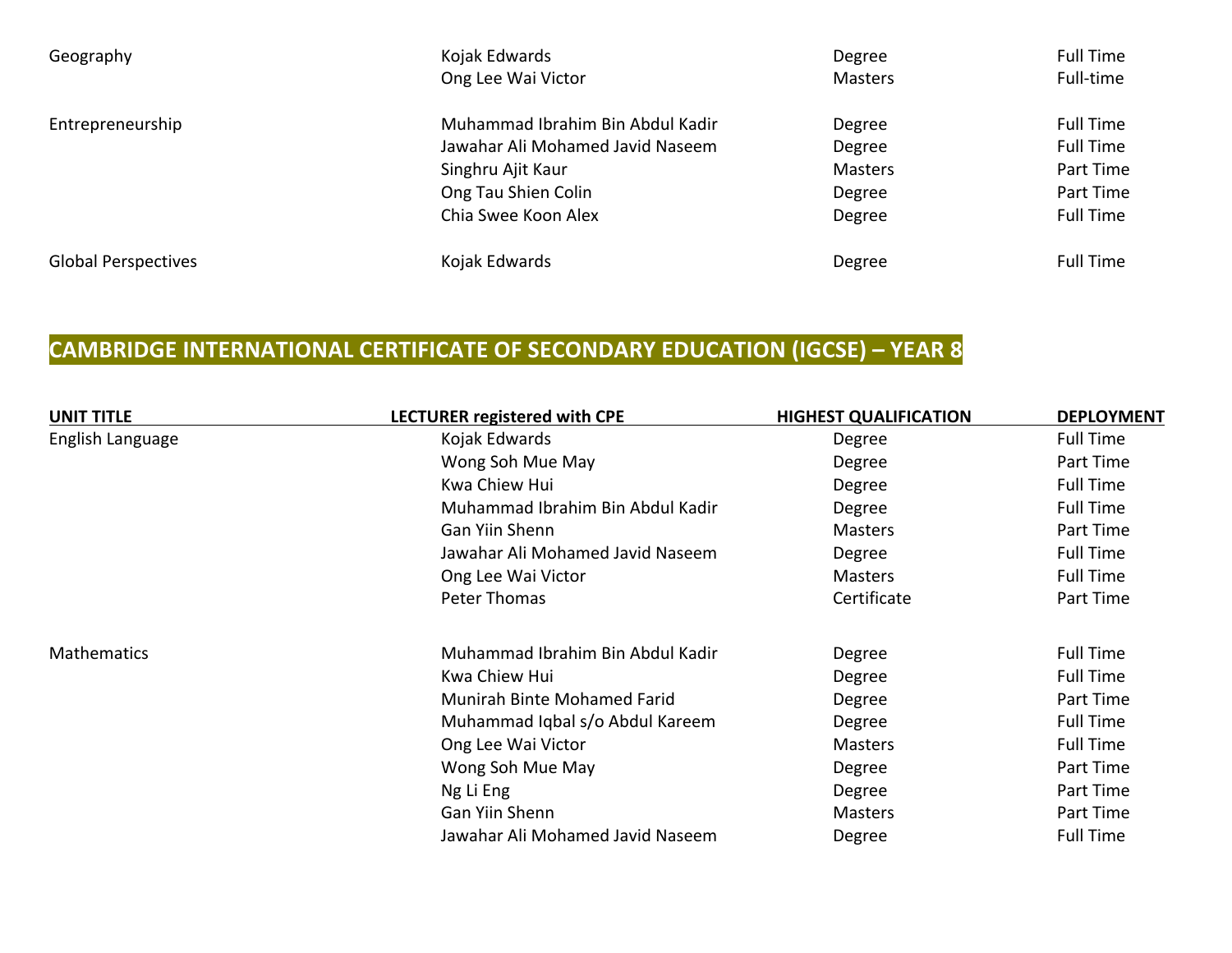| | | | |
|---|---|---|---|
| Geography | Kojak Edwards | Degree | Full Time |
| | Ong Lee Wai Victor | Masters | Full-time |
| Entrepreneurship | Muhammad Ibrahim Bin Abdul Kadir | Degree | Full Time |
| | Jawahar Ali Mohamed Javid Naseem | Degree | Full Time |
| | Singhru Ajit Kaur | Masters | Part Time |
| | Ong Tau Shien Colin | Degree | Part Time |
| | Chia Swee Koon Alex | Degree | Full Time |
| Global Perspectives | Kojak Edwards | Degree | Full Time |

## CAMBRIDGE INTERNATIONAL CERTIFICATE OF SECONDARY EDUCATION (IGCSE) – YEAR 8

| UNIT TITLE | LECTURER registered with CPE | HIGHEST QUALIFICATION | DEPLOYMENT |
|---|---|---|---|
| English Language | Kojak Edwards | Degree | Full Time |
| | Wong Soh Mue May | Degree | Part Time |
| | Kwa Chiew Hui | Degree | Full Time |
| | Muhammad Ibrahim Bin Abdul Kadir | Degree | Full Time |
| | Gan Yiin Shenn | Masters | Part Time |
| | Jawahar Ali Mohamed Javid Naseem | Degree | Full Time |
| | Ong Lee Wai Victor | Masters | Full Time |
| | Peter Thomas | Certificate | Part Time |
| Mathematics | Muhammad Ibrahim Bin Abdul Kadir | Degree | Full Time |
| | Kwa Chiew Hui | Degree | Full Time |
| | Munirah Binte Mohamed Farid | Degree | Part Time |
| | Muhammad Iqbal s/o Abdul Kareem | Degree | Full Time |
| | Ong Lee Wai Victor | Masters | Full Time |
| | Wong Soh Mue May | Degree | Part Time |
| | Ng Li Eng | Degree | Part Time |
| | Gan Yiin Shenn | Masters | Part Time |
| | Jawahar Ali Mohamed Javid Naseem | Degree | Full Time |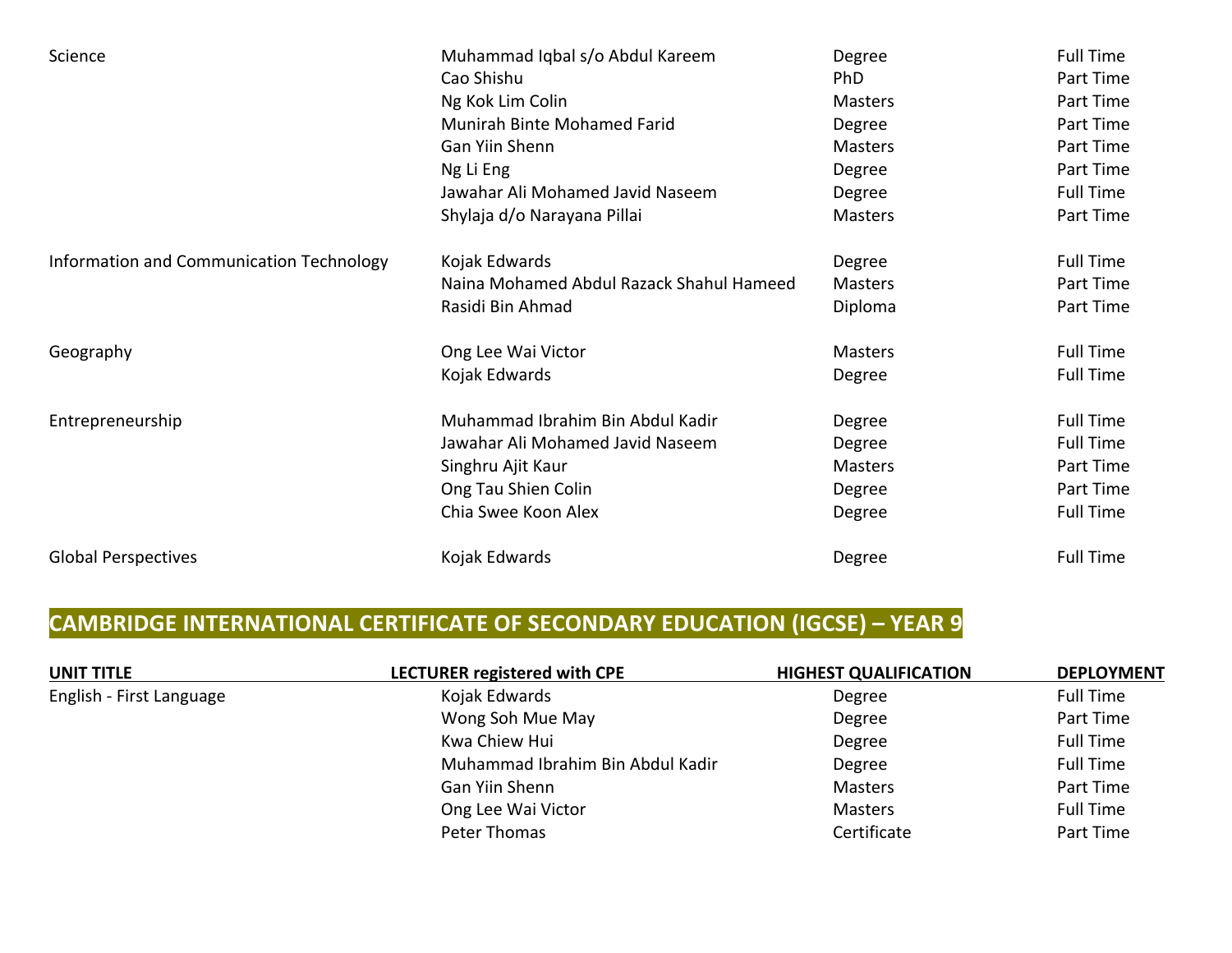| | | | |
|---|---|---|---|
| Science | Muhammad Iqbal s/o Abdul Kareem | Degree | Full Time |
| | Cao Shishu | PhD | Part Time |
| | Ng Kok Lim Colin | Masters | Part Time |
| | Munirah Binte Mohamed Farid | Degree | Part Time |
| | Gan Yiin Shenn | Masters | Part Time |
| | Ng Li Eng | Degree | Part Time |
| | Jawahar Ali Mohamed Javid Naseem | Degree | Full Time |
| | Shylaja d/o Narayana Pillai | Masters | Part Time |
| Information and Communication Technology | Kojak Edwards | Degree | Full Time |
| | Naina Mohamed Abdul Razack Shahul Hameed | Masters | Part Time |
| | Rasidi Bin Ahmad | Diploma | Part Time |
| Geography | Ong Lee Wai Victor | Masters | Full Time |
| | Kojak Edwards | Degree | Full Time |
| Entrepreneurship | Muhammad Ibrahim Bin Abdul Kadir | Degree | Full Time |
| | Jawahar Ali Mohamed Javid Naseem | Degree | Full Time |
| | Singhru Ajit Kaur | Masters | Part Time |
| | Ong Tau Shien Colin | Degree | Part Time |
| | Chia Swee Koon Alex | Degree | Full Time |
| Global Perspectives | Kojak Edwards | Degree | Full Time |

## CAMBRIDGE INTERNATIONAL CERTIFICATE OF SECONDARY EDUCATION (IGCSE) – YEAR 9

| UNIT TITLE | LECTURER registered with CPE | HIGHEST QUALIFICATION | DEPLOYMENT |
|---|---|---|---|
| English - First Language | Kojak Edwards | Degree | Full Time |
| | Wong Soh Mue May | Degree | Part Time |
| | Kwa Chiew Hui | Degree | Full Time |
| | Muhammad Ibrahim Bin Abdul Kadir | Degree | Full Time |
| | Gan Yiin Shenn | Masters | Part Time |
| | Ong Lee Wai Victor | Masters | Full Time |
| | Peter Thomas | Certificate | Part Time |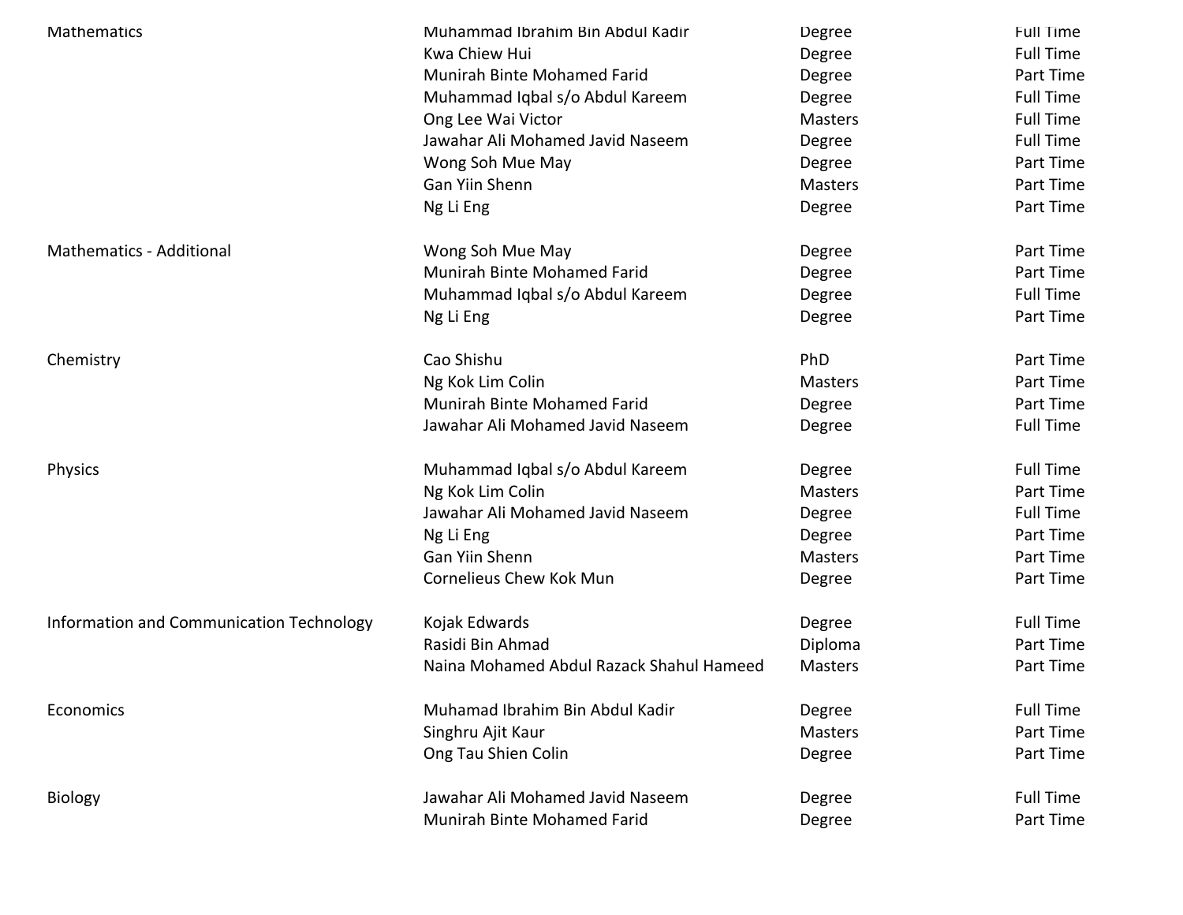| | | | |
|---|---|---|---|
| Mathematics | Muhammad Ibrahim Bin Abdul Kadir | Degree | Full Time |
| | Kwa Chiew Hui | Degree | Full Time |
| | Munirah Binte Mohamed Farid | Degree | Part Time |
| | Muhammad Iqbal s/o Abdul Kareem | Degree | Full Time |
| | Ong Lee Wai Victor | Masters | Full Time |
| | Jawahar Ali Mohamed Javid Naseem | Degree | Full Time |
| | Wong Soh Mue May | Degree | Part Time |
| | Gan Yiin Shenn | Masters | Part Time |
| | Ng Li Eng | Degree | Part Time |
| | | | |
| Mathematics - Additional | Wong Soh Mue May | Degree | Part Time |
| | Munirah Binte Mohamed Farid | Degree | Part Time |
| | Muhammad Iqbal s/o Abdul Kareem | Degree | Full Time |
| | Ng Li Eng | Degree | Part Time |
| | | | |
| Chemistry | Cao Shishu | PhD | Part Time |
| | Ng Kok Lim Colin | Masters | Part Time |
| | Munirah Binte Mohamed Farid | Degree | Part Time |
| | Jawahar Ali Mohamed Javid Naseem | Degree | Full Time |
| | | | |
| Physics | Muhammad Iqbal s/o Abdul Kareem | Degree | Full Time |
| | Ng Kok Lim Colin | Masters | Part Time |
| | Jawahar Ali Mohamed Javid Naseem | Degree | Full Time |
| | Ng Li Eng | Degree | Part Time |
| | Gan Yiin Shenn | Masters | Part Time |
| | Cornelieus Chew Kok Mun | Degree | Part Time |
| | | | |
| Information and Communication Technology | Kojak Edwards | Degree | Full Time |
| | Rasidi Bin Ahmad | Diploma | Part Time |
| | Naina Mohamed Abdul Razack Shahul Hameed | Masters | Part Time |
| | | | |
| Economics | Muhamad Ibrahim Bin Abdul Kadir | Degree | Full Time |
| | Singhru Ajit Kaur | Masters | Part Time |
| | Ong Tau Shien Colin | Degree | Part Time |
| | | | |
| Biology | Jawahar Ali Mohamed Javid Naseem | Degree | Full Time |
| | Munirah Binte Mohamed Farid | Degree | Part Time |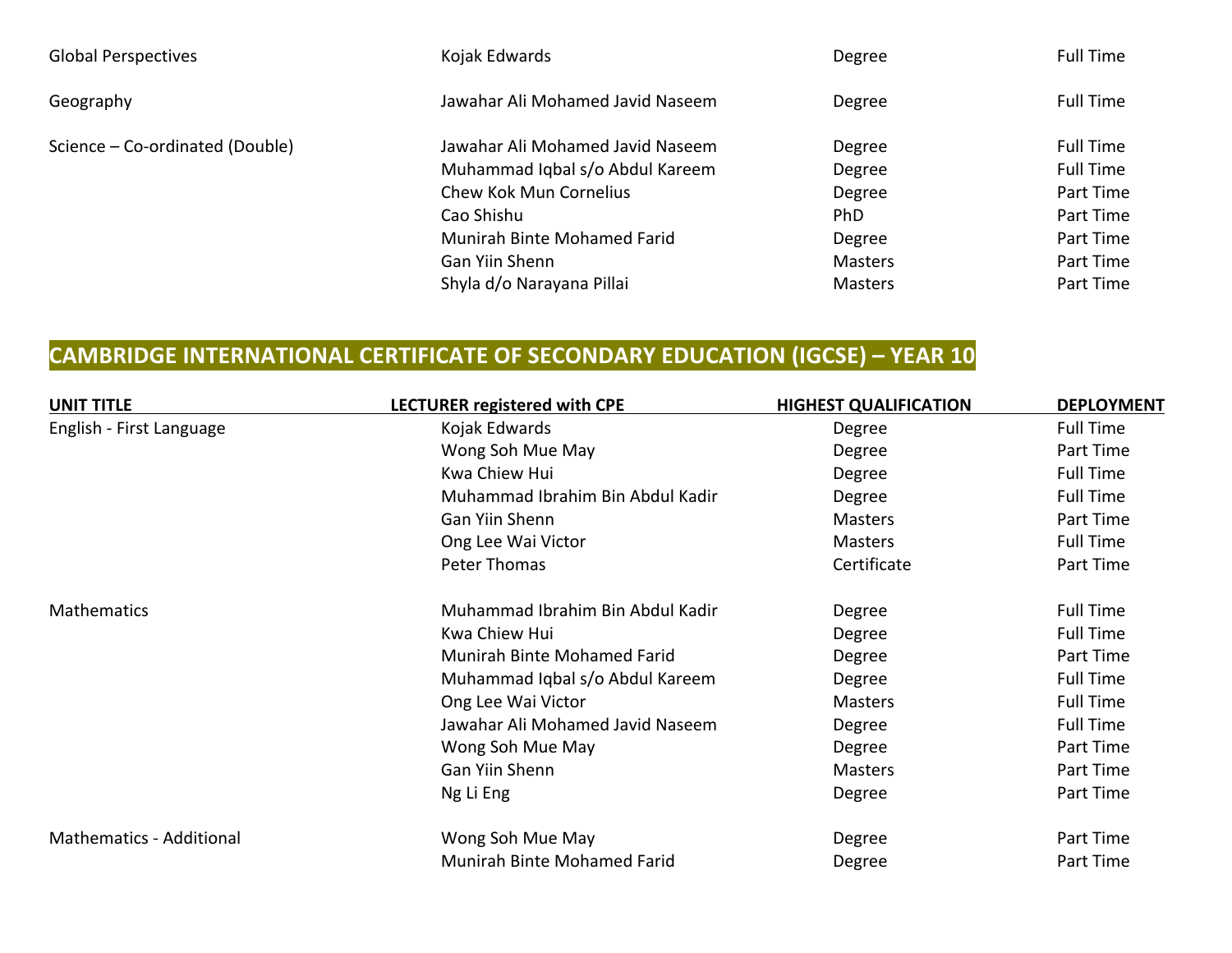| | | | |
|---|---|---|---|
| Global Perspectives | Kojak Edwards | Degree | Full Time |
| Geography | Jawahar Ali Mohamed Javid Naseem | Degree | Full Time |
| Science – Co-ordinated (Double) | Jawahar Ali Mohamed Javid Naseem | Degree | Full Time |
| | Muhammad Iqbal s/o Abdul Kareem | Degree | Full Time |
| | Chew Kok Mun Cornelius | Degree | Part Time |
| | Cao Shishu | PhD | Part Time |
| | Munirah Binte Mohamed Farid | Degree | Part Time |
| | Gan Yiin Shenn | Masters | Part Time |
| | Shyla d/o Narayana Pillai | Masters | Part Time |

## CAMBRIDGE INTERNATIONAL CERTIFICATE OF SECONDARY EDUCATION (IGCSE) – YEAR 10

| UNIT TITLE | LECTURER registered with CPE | HIGHEST QUALIFICATION | DEPLOYMENT |
|---|---|---|---|
| English - First Language | Kojak Edwards | Degree | Full Time |
| | Wong Soh Mue May | Degree | Part Time |
| | Kwa Chiew Hui | Degree | Full Time |
| | Muhammad Ibrahim Bin Abdul Kadir | Degree | Full Time |
| | Gan Yiin Shenn | Masters | Part Time |
| | Ong Lee Wai Victor | Masters | Full Time |
| | Peter Thomas | Certificate | Part Time |
| Mathematics | Muhammad Ibrahim Bin Abdul Kadir | Degree | Full Time |
| | Kwa Chiew Hui | Degree | Full Time |
| | Munirah Binte Mohamed Farid | Degree | Part Time |
| | Muhammad Iqbal s/o Abdul Kareem | Degree | Full Time |
| | Ong Lee Wai Victor | Masters | Full Time |
| | Jawahar Ali Mohamed Javid Naseem | Degree | Full Time |
| | Wong Soh Mue May | Degree | Part Time |
| | Gan Yiin Shenn | Masters | Part Time |
| | Ng Li Eng | Degree | Part Time |
| Mathematics - Additional | Wong Soh Mue May | Degree | Part Time |
| | Munirah Binte Mohamed Farid | Degree | Part Time |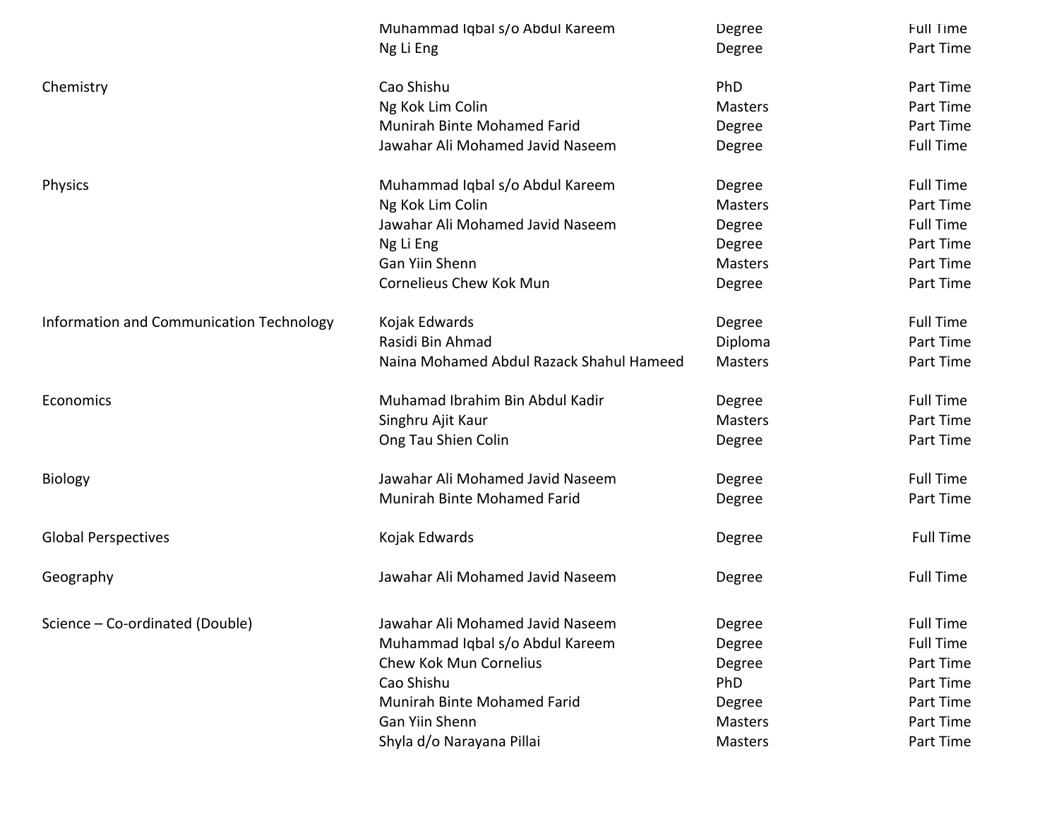| | | | |
|---|---|---|---|
| | Muhammad Iqbal s/o Abdul Kareem | Degree | Full Time |
| | Ng Li Eng | Degree | Part Time |
| Chemistry | Cao Shishu | PhD | Part Time |
| | Ng Kok Lim Colin | Masters | Part Time |
| | Munirah Binte Mohamed Farid | Degree | Part Time |
| | Jawahar Ali Mohamed Javid Naseem | Degree | Full Time |
| Physics | Muhammad Iqbal s/o Abdul Kareem | Degree | Full Time |
| | Ng Kok Lim Colin | Masters | Part Time |
| | Jawahar Ali Mohamed Javid Naseem | Degree | Full Time |
| | Ng Li Eng | Degree | Part Time |
| | Gan Yiin Shenn | Masters | Part Time |
| | Cornelieus Chew Kok Mun | Degree | Part Time |
| Information and Communication Technology | Kojak Edwards | Degree | Full Time |
| | Rasidi Bin Ahmad | Diploma | Part Time |
| | Naina Mohamed Abdul Razack Shahul Hameed | Masters | Part Time |
| Economics | Muhamad Ibrahim Bin Abdul Kadir | Degree | Full Time |
| | Singhru Ajit Kaur | Masters | Part Time |
| | Ong Tau Shien Colin | Degree | Part Time |
| Biology | Jawahar Ali Mohamed Javid Naseem | Degree | Full Time |
| | Munirah Binte Mohamed Farid | Degree | Part Time |
| Global Perspectives | Kojak Edwards | Degree | Full Time |
| Geography | Jawahar Ali Mohamed Javid Naseem | Degree | Full Time |
| Science – Co-ordinated (Double) | Jawahar Ali Mohamed Javid Naseem | Degree | Full Time |
| | Muhammad Iqbal s/o Abdul Kareem | Degree | Full Time |
| | Chew Kok Mun Cornelius | Degree | Part Time |
| | Cao Shishu | PhD | Part Time |
| | Munirah Binte Mohamed Farid | Degree | Part Time |
| | Gan Yiin Shenn | Masters | Part Time |
| | Shyla d/o Narayana Pillai | Masters | Part Time |